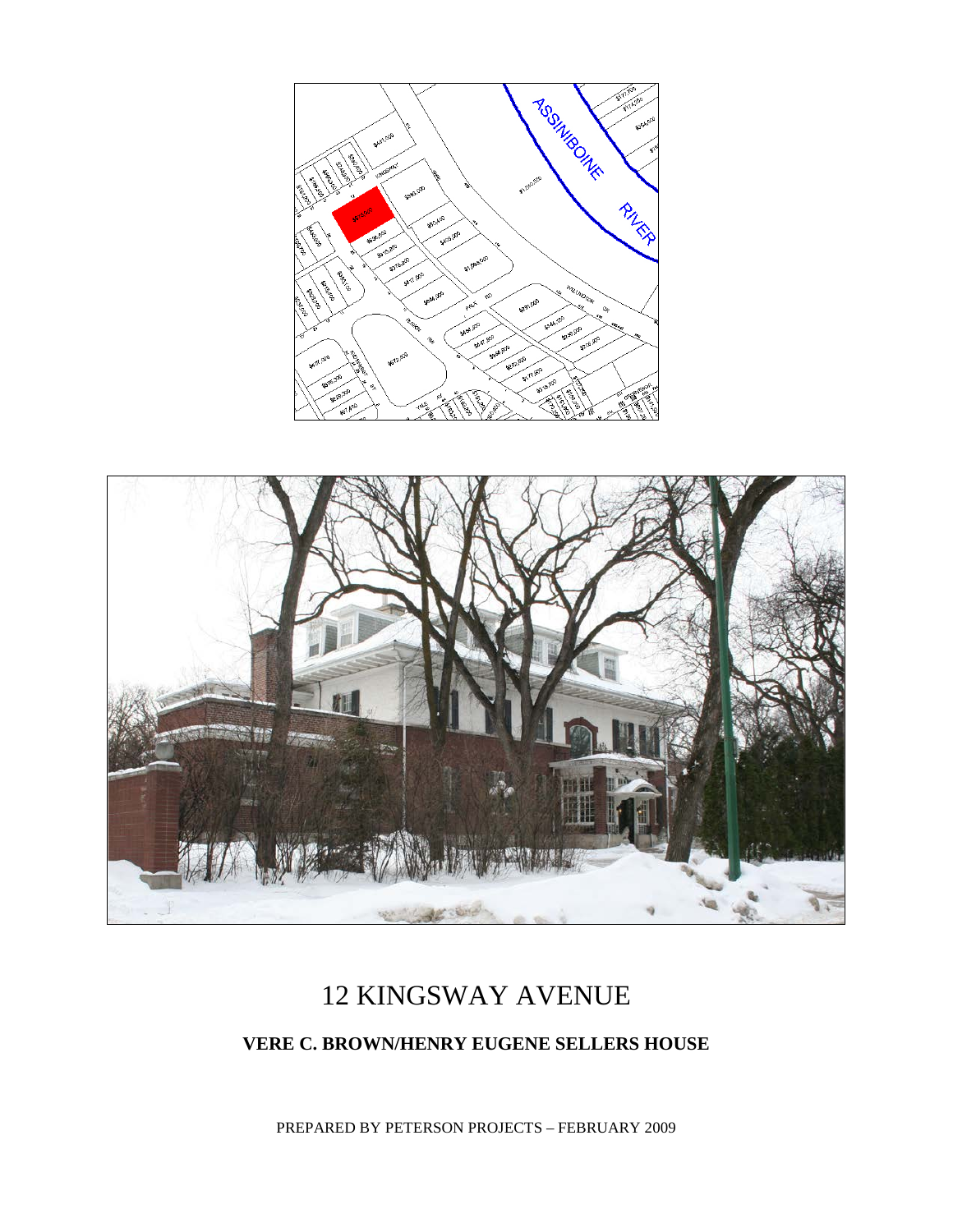# 12 KINGSWAY AVENUE

## VERE C. BROWN/HENRY EUGENE SELLERS HOUSE

PREPARED BY PETERSON PROJECTS – FEBRUARY 2009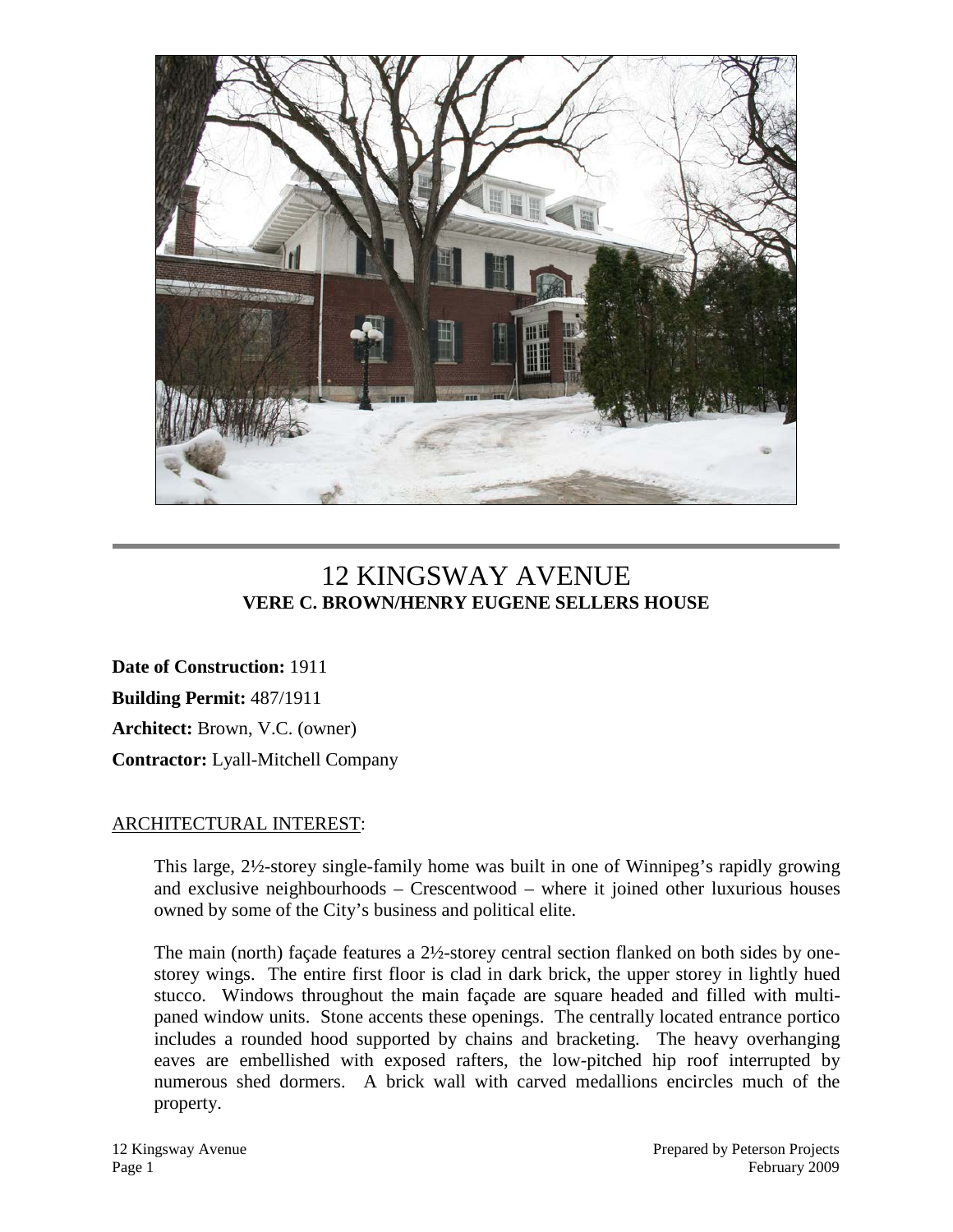# 12 KINGSWAY AVENUE
## VERE C. BROWN/HENRY EUGENE SELLERS HOUSE

**Date of Construction:** 1911

**Building Permit:** 487/1911

**Architect:** Brown, V.C. (owner)

**Contractor:** Lyall-Mitchell Company

ARCHITECTURAL INTEREST:

This large, 2½-storey single-family home was built in one of Winnipeg's rapidly growing and exclusive neighbourhoods – Crescentwood – where it joined other luxurious houses owned by some of the City's business and political elite.

The main (north) façade features a 2½-storey central section flanked on both sides by one-storey wings. The entire first floor is clad in dark brick, the upper storey in lightly hued stucco. Windows throughout the main façade are square headed and filled with multi-paned window units. Stone accents these openings. The centrally located entrance portico includes a rounded hood supported by chains and bracketing. The heavy overhanging eaves are embellished with exposed rafters, the low-pitched hip roof interrupted by numerous shed dormers. A brick wall with carved medallions encircles much of the property.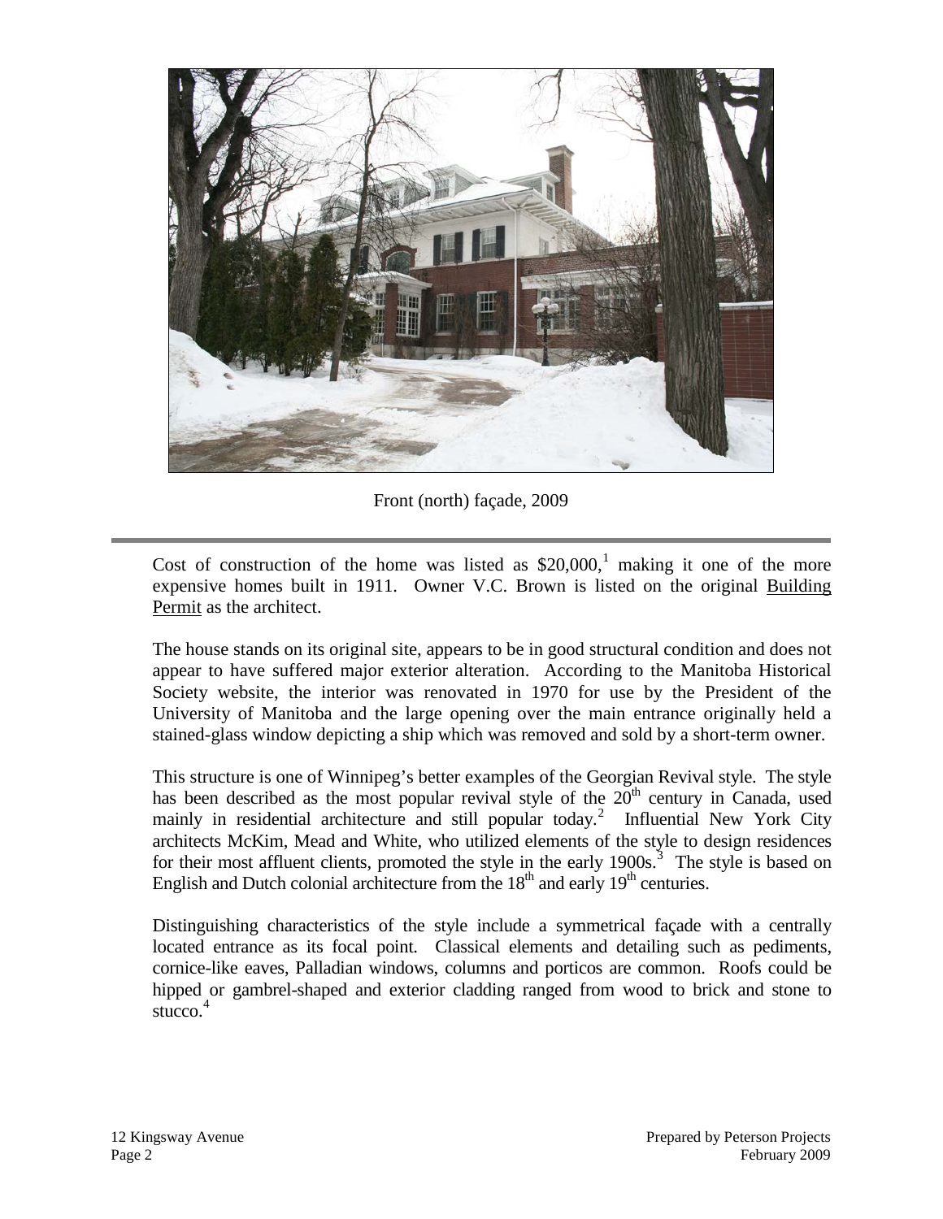Front (north) façade, 2009

Cost of construction of the home was listed as $20,000,[1] making it one of the more expensive homes built in 1911. Owner V.C. Brown is listed on the original Building Permit as the architect.

The house stands on its original site, appears to be in good structural condition and does not appear to have suffered major exterior alteration. According to the Manitoba Historical Society website, the interior was renovated in 1970 for use by the President of the University of Manitoba and the large opening over the main entrance originally held a stained-glass window depicting a ship which was removed and sold by a short-term owner.

This structure is one of Winnipeg's better examples of the Georgian Revival style. The style has been described as the most popular revival style of the 20th century in Canada, used mainly in residential architecture and still popular today.[2] Influential New York City architects McKim, Mead and White, who utilized elements of the style to design residences for their most affluent clients, promoted the style in the early 1900s.[3] The style is based on English and Dutch colonial architecture from the 18th and early 19th centuries.

Distinguishing characteristics of the style include a symmetrical façade with a centrally located entrance as its focal point. Classical elements and detailing such as pediments, cornice-like eaves, Palladian windows, columns and porticos are common. Roofs could be hipped or gambrel-shaped and exterior cladding ranged from wood to brick and stone to stucco.[4]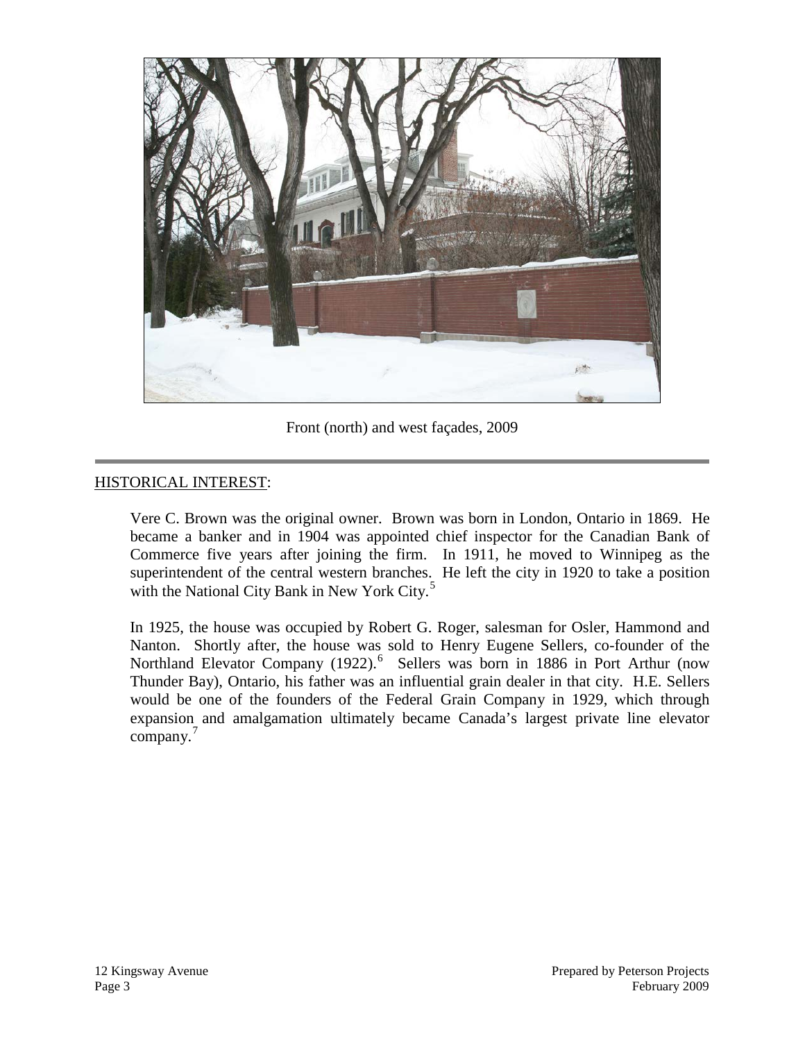Front (north) and west façades, 2009

---

HISTORICAL INTEREST:

Vere C. Brown was the original owner. Brown was born in London, Ontario in 1869. He became a banker and in 1904 was appointed chief inspector for the Canadian Bank of Commerce five years after joining the firm. In 1911, he moved to Winnipeg as the superintendent of the central western branches. He left the city in 1920 to take a position with the National City Bank in New York City.[5]

In 1925, the house was occupied by Robert G. Roger, salesman for Osler, Hammond and Nanton. Shortly after, the house was sold to Henry Eugene Sellers, co-founder of the Northland Elevator Company (1922).[6] Sellers was born in 1886 in Port Arthur (now Thunder Bay), Ontario, his father was an influential grain dealer in that city. H.E. Sellers would be one of the founders of the Federal Grain Company in 1929, which through expansion and amalgamation ultimately became Canada's largest private line elevator company.[7]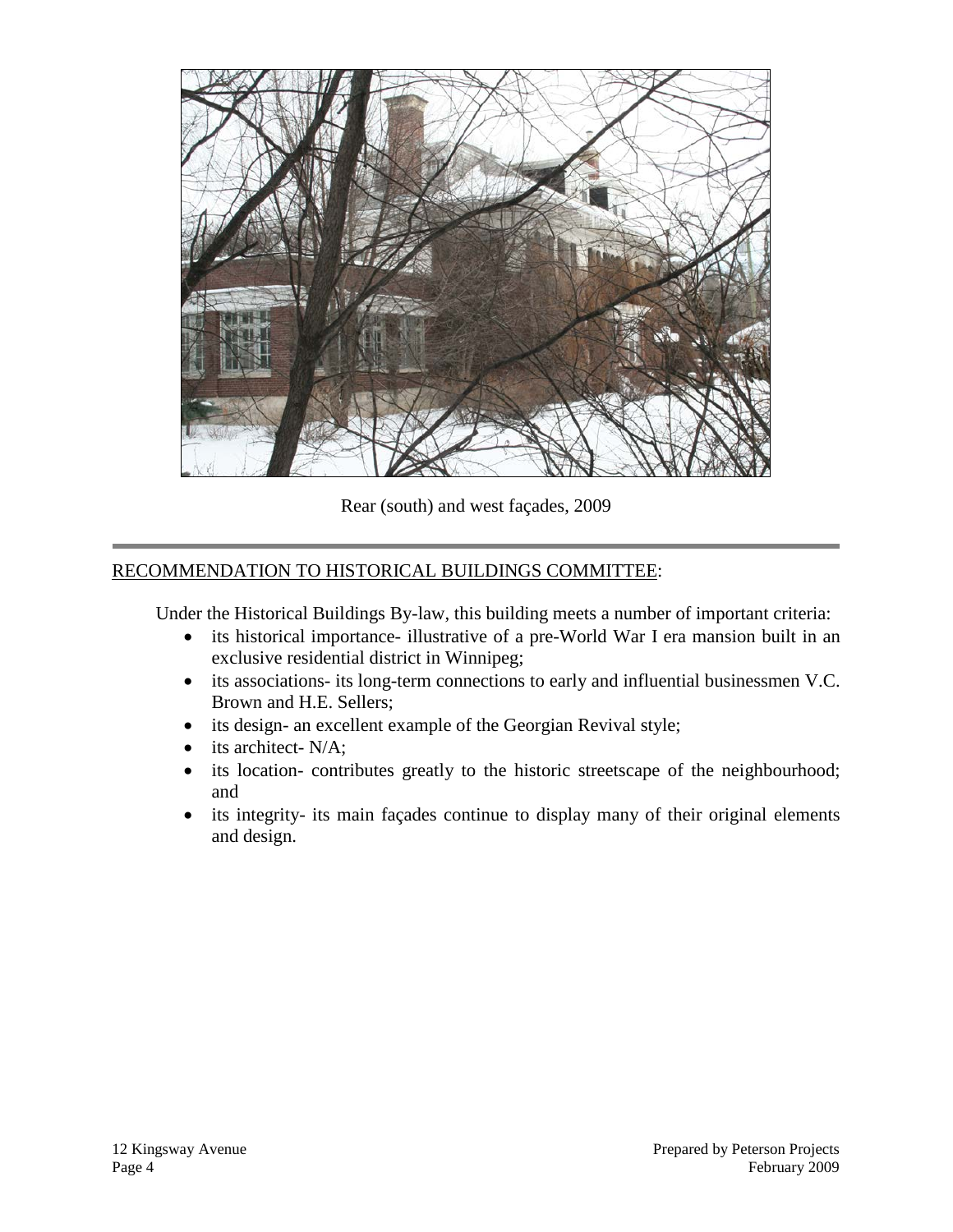Rear (south) and west façades, 2009

---

<u>RECOMMENDATION TO HISTORICAL BUILDINGS COMMITTEE</u>:

Under the Historical Buildings By-law, this building meets a number of important criteria:

- its historical importance- illustrative of a pre-World War I era mansion built in an exclusive residential district in Winnipeg;
- its associations- its long-term connections to early and influential businessmen V.C. Brown and H.E. Sellers;
- its design- an excellent example of the Georgian Revival style;
- its architect- N/A;
- its location- contributes greatly to the historic streetscape of the neighbourhood; and
- its integrity- its main façades continue to display many of their original elements and design.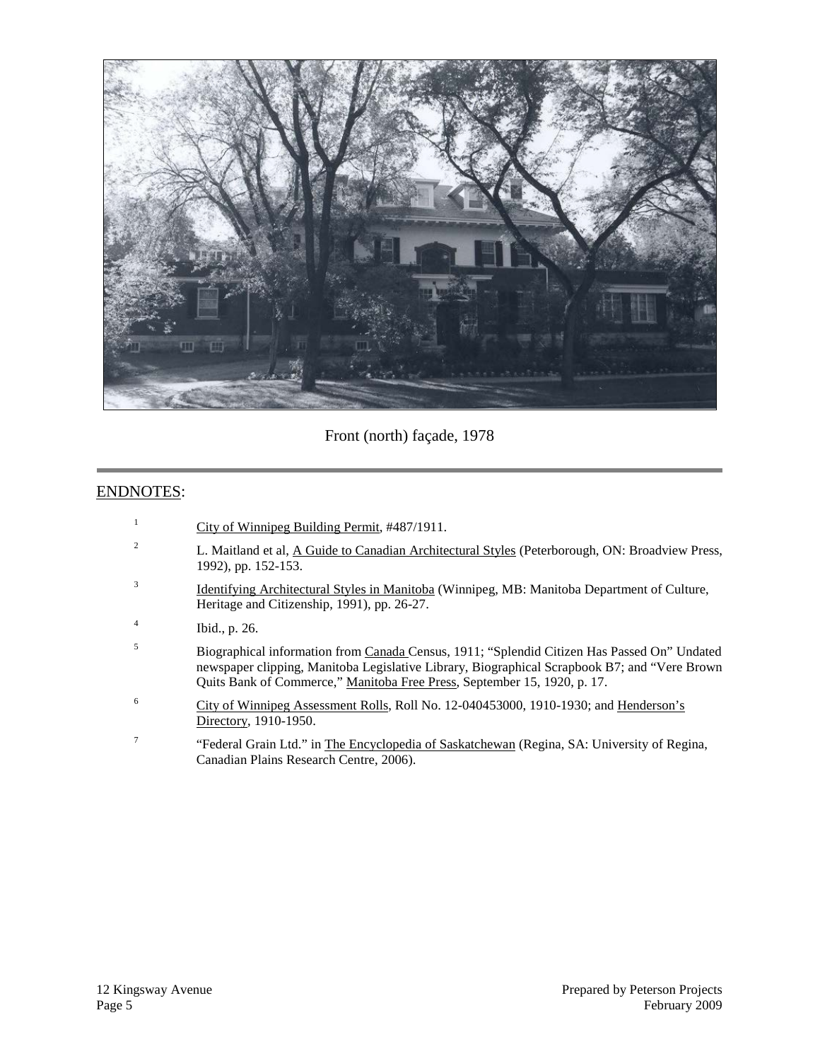Front (north) façade, 1978

---

## ENDNOTES:

1. City of Winnipeg Building Permit, #487/1911.
2. L. Maitland et al, A Guide to Canadian Architectural Styles (Peterborough, ON: Broadview Press, 1992), pp. 152-153.
3. Identifying Architectural Styles in Manitoba (Winnipeg, MB: Manitoba Department of Culture, Heritage and Citizenship, 1991), pp. 26-27.
4. Ibid., p. 26.
5. Biographical information from Canada Census, 1911; "Splendid Citizen Has Passed On" Undated newspaper clipping, Manitoba Legislative Library, Biographical Scrapbook B7; and "Vere Brown Quits Bank of Commerce," Manitoba Free Press, September 15, 1920, p. 17.
6. City of Winnipeg Assessment Rolls, Roll No. 12-040453000, 1910-1930; and Henderson's Directory, 1910-1950.
7. "Federal Grain Ltd." in The Encyclopedia of Saskatchewan (Regina, SA: University of Regina, Canadian Plains Research Centre, 2006).